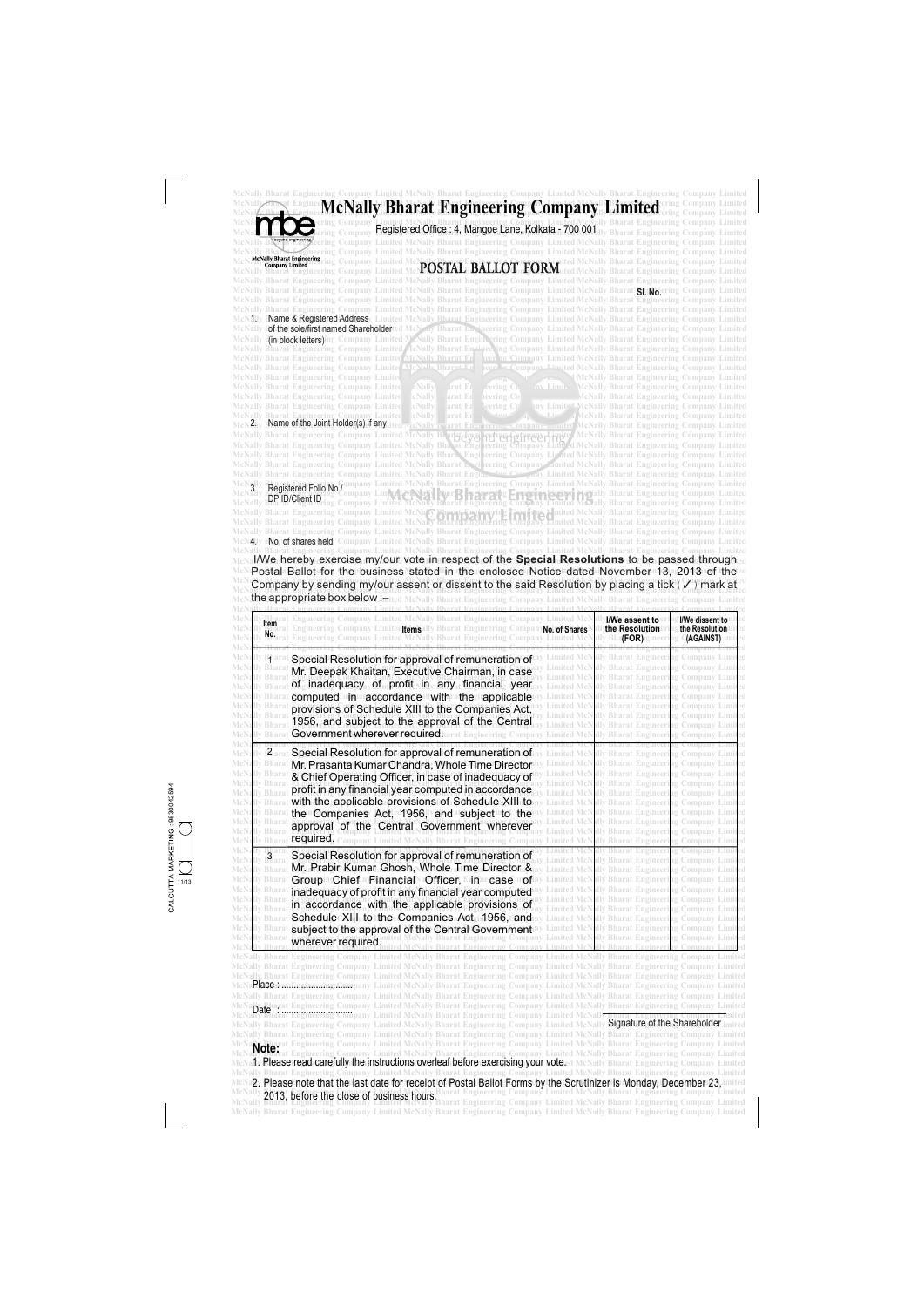# McNally Bharat Engineering Company Limited

Registered Office : 4, Mangoe Lane, Kolkata - 700 001

## POSTAL BALLOT FORM

Sl. No.

1. Name & Registered Address of the sole/first named Shareholder (in block letters)

2. Name of the Joint Holder(s) if any

3. Registered Folio No./ DP ID/Client ID

4. No. of shares held

I/We hereby exercise my/our vote in respect of the **Special Resolutions** to be passed through Postal Ballot for the business stated in the enclosed Notice dated November 13, 2013 of the Company by sending my/our assent or dissent to the said Resolution by placing a tick ( ✓ ) mark at the appropriate box below :–

| Item No. | Items | No. of Shares | I/We assent to the Resolution (FOR) | I/We dissent to the Resolution (AGAINST) |
|---|---|---|---|---|
| 1 | Special Resolution for approval of remuneration of Mr. Deepak Khaitan, Executive Chairman, in case of inadequacy of profit in any financial year computed in accordance with the applicable provisions of Schedule XIII to the Companies Act, 1956, and subject to the approval of the Central Government wherever required. | | | |
| 2 | Special Resolution for approval of remuneration of Mr. Prasanta Kumar Chandra, Whole Time Director & Chief Operating Officer, in case of inadequacy of profit in any financial year computed in accordance with the applicable provisions of Schedule XIII to the Companies Act, 1956, and subject to the approval of the Central Government wherever required. | | | |
| 3 | Special Resolution for approval of remuneration of Mr. Prabir Kumar Ghosh, Whole Time Director & Group Chief Financial Officer, in case of inadequacy of profit in any financial year computed in accordance with the applicable provisions of Schedule XIII to the Companies Act, 1956, and subject to the approval of the Central Government wherever required. | | | |

Place : ..............................

Date : ..............................

Signature of the Shareholder

**Note:**

1. Please read carefully the instructions overleaf before exercising your vote.
2. Please note that the last date for receipt of Postal Ballot Forms by the Scrutinizer is Monday, December 23, 2013, before the close of business hours.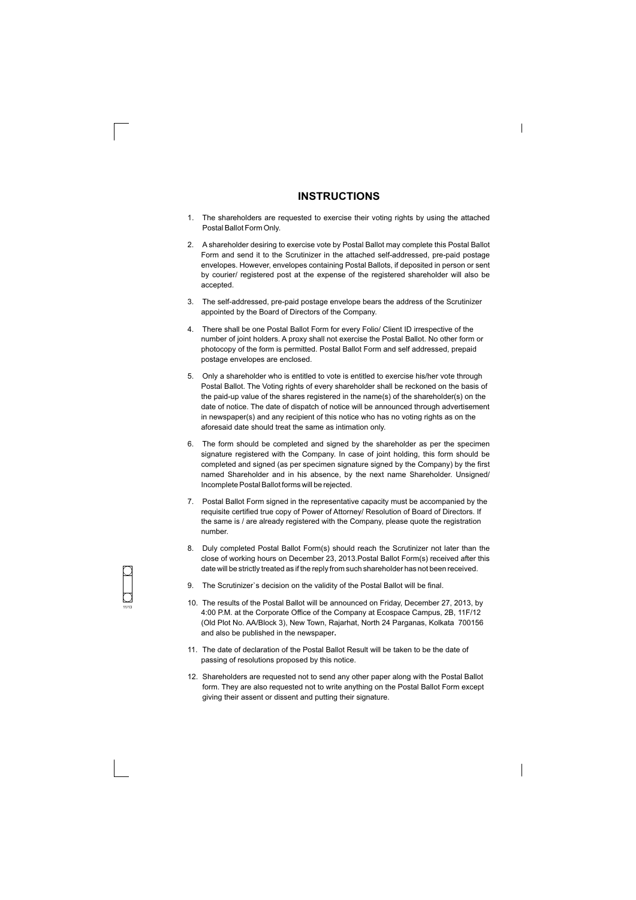# INSTRUCTIONS

1. The shareholders are requested to exercise their voting rights by using the attached Postal Ballot Form Only.

2. A shareholder desiring to exercise vote by Postal Ballot may complete this Postal Ballot Form and send it to the Scrutinizer in the attached self-addressed, pre-paid postage envelopes. However, envelopes containing Postal Ballots, if deposited in person or sent by courier/ registered post at the expense of the registered shareholder will also be accepted.

3. The self-addressed, pre-paid postage envelope bears the address of the Scrutinizer appointed by the Board of Directors of the Company.

4. There shall be one Postal Ballot Form for every Folio/ Client ID irrespective of the number of joint holders. A proxy shall not exercise the Postal Ballot. No other form or photocopy of the form is permitted. Postal Ballot Form and self addressed, prepaid postage envelopes are enclosed.

5. Only a shareholder who is entitled to vote is entitled to exercise his/her vote through Postal Ballot. The Voting rights of every shareholder shall be reckoned on the basis of the paid-up value of the shares registered in the name(s) of the shareholder(s) on the date of notice. The date of dispatch of notice will be announced through advertisement in newspaper(s) and any recipient of this notice who has no voting rights as on the aforesaid date should treat the same as intimation only.

6. The form should be completed and signed by the shareholder as per the specimen signature registered with the Company. In case of joint holding, this form should be completed and signed (as per specimen signature signed by the Company) by the first named Shareholder and in his absence, by the next name Shareholder. Unsigned/ Incomplete Postal Ballot forms will be rejected.

7. Postal Ballot Form signed in the representative capacity must be accompanied by the requisite certified true copy of Power of Attorney/ Resolution of Board of Directors. If the same is / are already registered with the Company, please quote the registration number.

8. Duly completed Postal Ballot Form(s) should reach the Scrutinizer not later than the close of working hours on December 23, 2013.Postal Ballot Form(s) received after this date will be strictly treated as if the reply from such shareholder has not been received.

9. The Scrutinizer`s decision on the validity of the Postal Ballot will be final.

10. The results of the Postal Ballot will be announced on Friday, December 27, 2013, by 4:00 P.M. at the Corporate Office of the Company at Ecospace Campus, 2B, 11F/12 (Old Plot No. AA/Block 3), New Town, Rajarhat, North 24 Parganas, Kolkata 700156 and also be published in the newspaper**.**

11. The date of declaration of the Postal Ballot Result will be taken to be the date of passing of resolutions proposed by this notice.

12. Shareholders are requested not to send any other paper along with the Postal Ballot form. They are also requested not to write anything on the Postal Ballot Form except giving their assent or dissent and putting their signature.